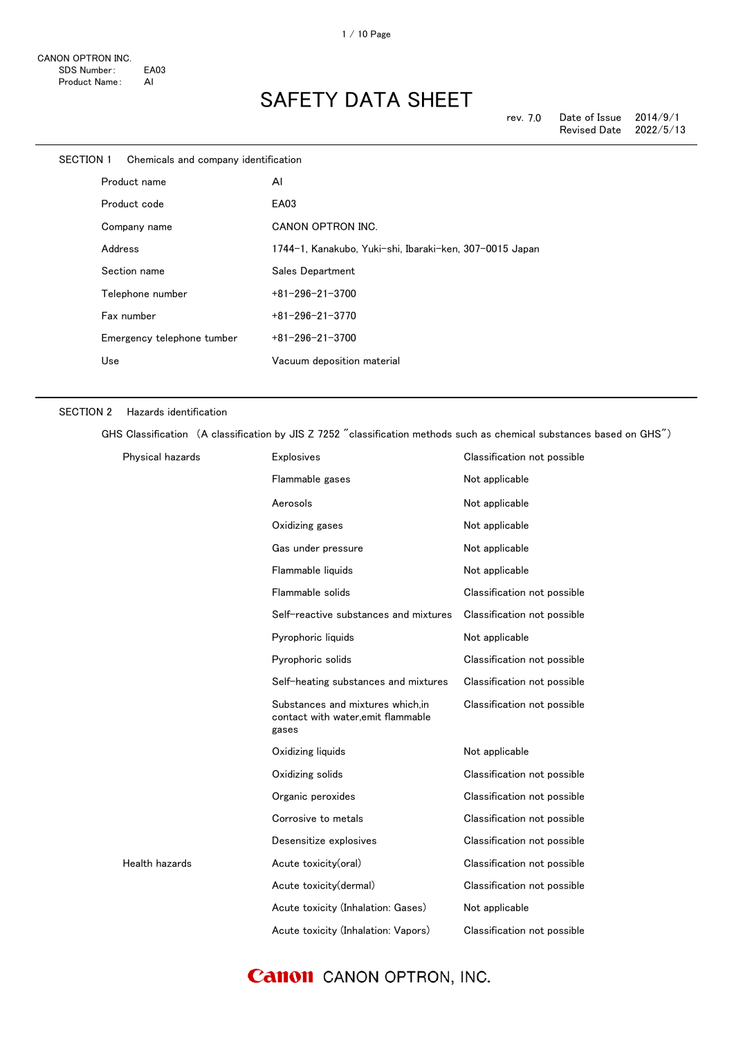CANON OPTRON INC.
SDS Number: EA03
Product Name: Al

# SAFETY DATA SHEET

rev. 7.0 Date of Issue 2014/9/1
Revised Date 2022/5/13

## SECTION 1 Chemicals and company identification

| | |
|---|---|
| Product name | Al |
| Product code | EA03 |
| Company name | CANON OPTRON INC. |
| Address | 1744-1, Kanakubo, Yuki-shi, Ibaraki-ken, 307-0015 Japan |
| Section name | Sales Department |
| Telephone number | +81-296-21-3700 |
| Fax number | +81-296-21-3770 |
| Emergency telephone tumber | +81-296-21-3700 |
| Use | Vacuum deposition material |

## SECTION 2 Hazards identification

GHS Classification (A classification by JIS Z 7252 "classification methods such as chemical substances based on GHS")

| | | |
|---|---|---|
| Physical hazards | Explosives | Classification not possible |
| | Flammable gases | Not applicable |
| | Aerosols | Not applicable |
| | Oxidizing gases | Not applicable |
| | Gas under pressure | Not applicable |
| | Flammable liquids | Not applicable |
| | Flammable solids | Classification not possible |
| | Self-reactive substances and mixtures | Classification not possible |
| | Pyrophoric liquids | Not applicable |
| | Pyrophoric solids | Classification not possible |
| | Self-heating substances and mixtures | Classification not possible |
| | Substances and mixtures which,in contact with water,emit flammable gases | Classification not possible |
| | Oxidizing liquids | Not applicable |
| | Oxidizing solids | Classification not possible |
| | Organic peroxides | Classification not possible |
| | Corrosive to metals | Classification not possible |
| | Desensitize explosives | Classification not possible |
| Health hazards | Acute toxicity(oral) | Classification not possible |
| | Acute toxicity(dermal) | Classification not possible |
| | Acute toxicity (Inhalation: Gases) | Not applicable |
| | Acute toxicity (Inhalation: Vapors) | Classification not possible |

Canon CANON OPTRON, INC.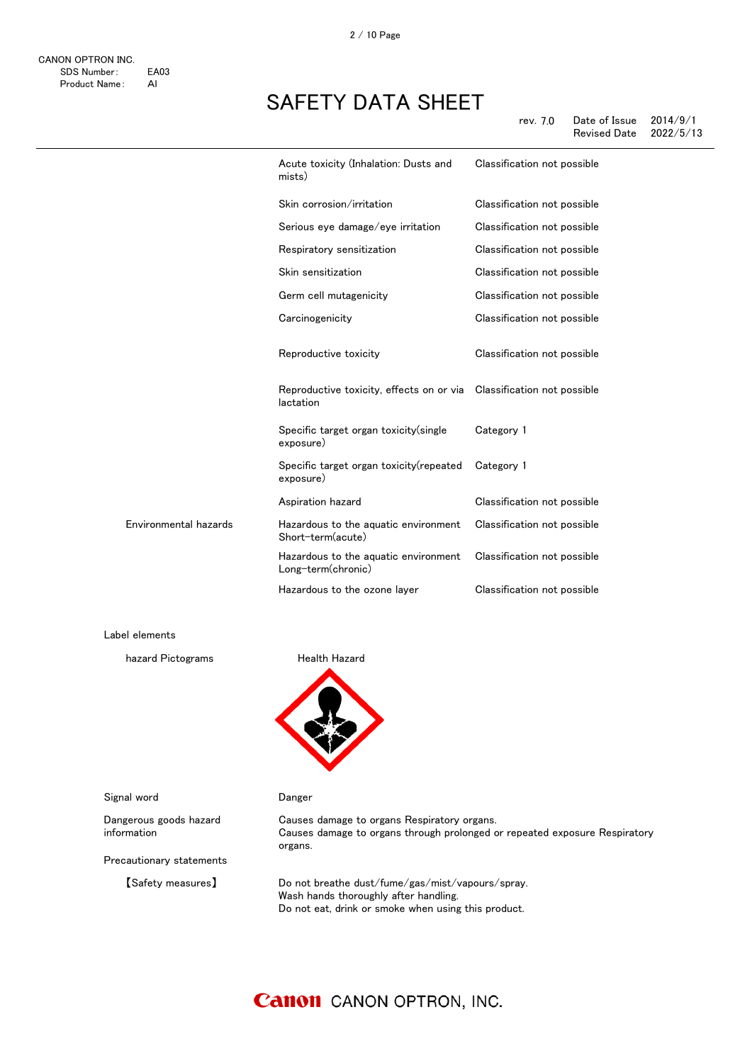| | | |
|---|---|---|
| | Acute toxicity (Inhalation: Dusts and mists) | Classification not possible |
| | Skin corrosion/irritation | Classification not possible |
| | Serious eye damage/eye irritation | Classification not possible |
| | Respiratory sensitization | Classification not possible |
| | Skin sensitization | Classification not possible |
| | Germ cell mutagenicity | Classification not possible |
| | Carcinogenicity | Classification not possible |
| | Reproductive toxicity | Classification not possible |
| | Reproductive toxicity, effects on or via lactation | Classification not possible |
| | Specific target organ toxicity(single exposure) | Category 1 |
| | Specific target organ toxicity(repeated exposure) | Category 1 |
| | Aspiration hazard | Classification not possible |
| Environmental hazards | Hazardous to the aquatic environment Short-term(acute) | Classification not possible |
| | Hazardous to the aquatic environment Long-term(chronic) | Classification not possible |
| | Hazardous to the ozone layer | Classification not possible |

Label elements

hazard Pictograms: Health Hazard

Signal word: Danger

Dangerous goods hazard information:
Causes damage to organs Respiratory organs.
Causes damage to organs through prolonged or repeated exposure Respiratory organs.

Precautionary statements

【Safety measures】
Do not breathe dust/fume/gas/mist/vapours/spray.
Wash hands thoroughly after handling.
Do not eat, drink or smoke when using this product.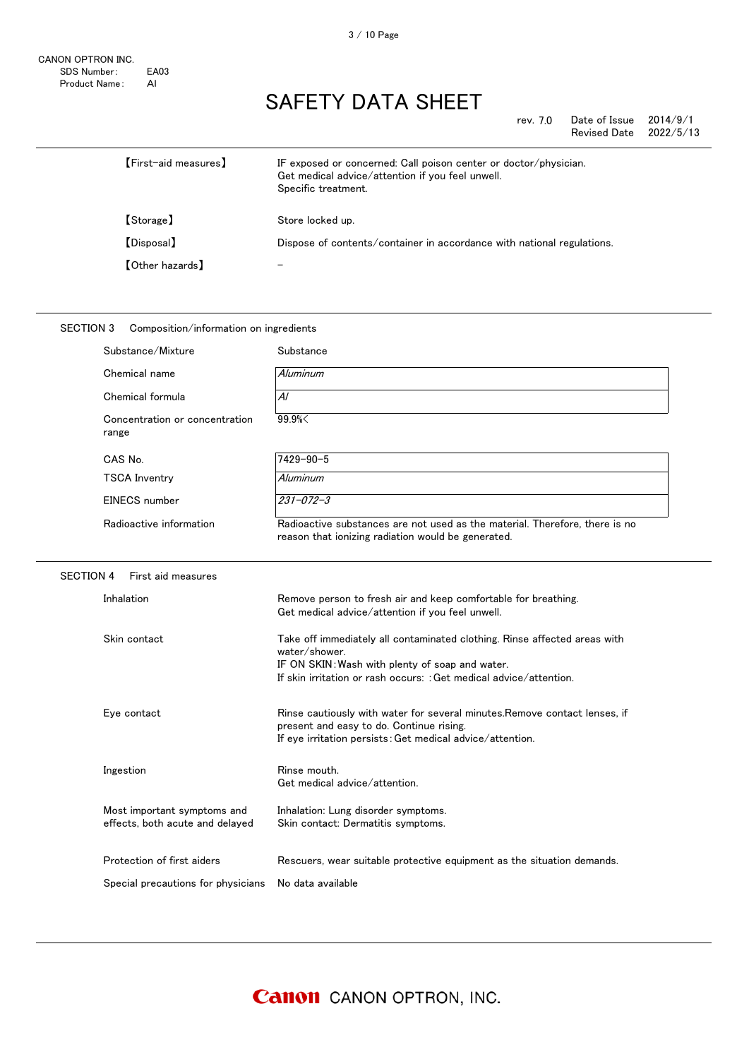| | |
|---|---|
| 【First-aid measures】 | IF exposed or concerned: Call poison center or doctor/physician.<br>Get medical advice/attention if you feel unwell.<br>Specific treatment. |
| 【Storage】 | Store locked up. |
| 【Disposal】 | Dispose of contents/container in accordance with national regulations. |
| 【Other hazards】 | – |

## SECTION 3 Composition/information on ingredients

| | |
|---|---|
| Substance/Mixture | Substance |
| Chemical name | *Aluminum* |
| Chemical formula | *Al* |
| Concentration or concentration range | 99.9%< |
| CAS No. | 7429-90-5 |
| TSCA Inventry | *Aluminum* |
| EINECS number | *231-072-3* |
| Radioactive information | Radioactive substances are not used as the material. Therefore, there is no reason that ionizing radiation would be generated. |

## SECTION 4 First aid measures

| | |
|---|---|
| Inhalation | Remove person to fresh air and keep comfortable for breathing.<br>Get medical advice/attention if you feel unwell. |
| Skin contact | Take off immediately all contaminated clothing. Rinse affected areas with water/shower.<br>IF ON SKIN:Wash with plenty of soap and water.<br>If skin irritation or rash occurs: :Get medical advice/attention. |
| Eye contact | Rinse cautiously with water for several minutes.Remove contact lenses, if present and easy to do. Continue rising.<br>If eye irritation persists:Get medical advice/attention. |
| Ingestion | Rinse mouth.<br>Get medical advice/attention. |
| Most important symptoms and effects, both acute and delayed | Inhalation: Lung disorder symptoms.<br>Skin contact: Dermatitis symptoms. |
| Protection of first aiders | Rescuers, wear suitable protective equipment as the situation demands. |
| Special precautions for physicians | No data available |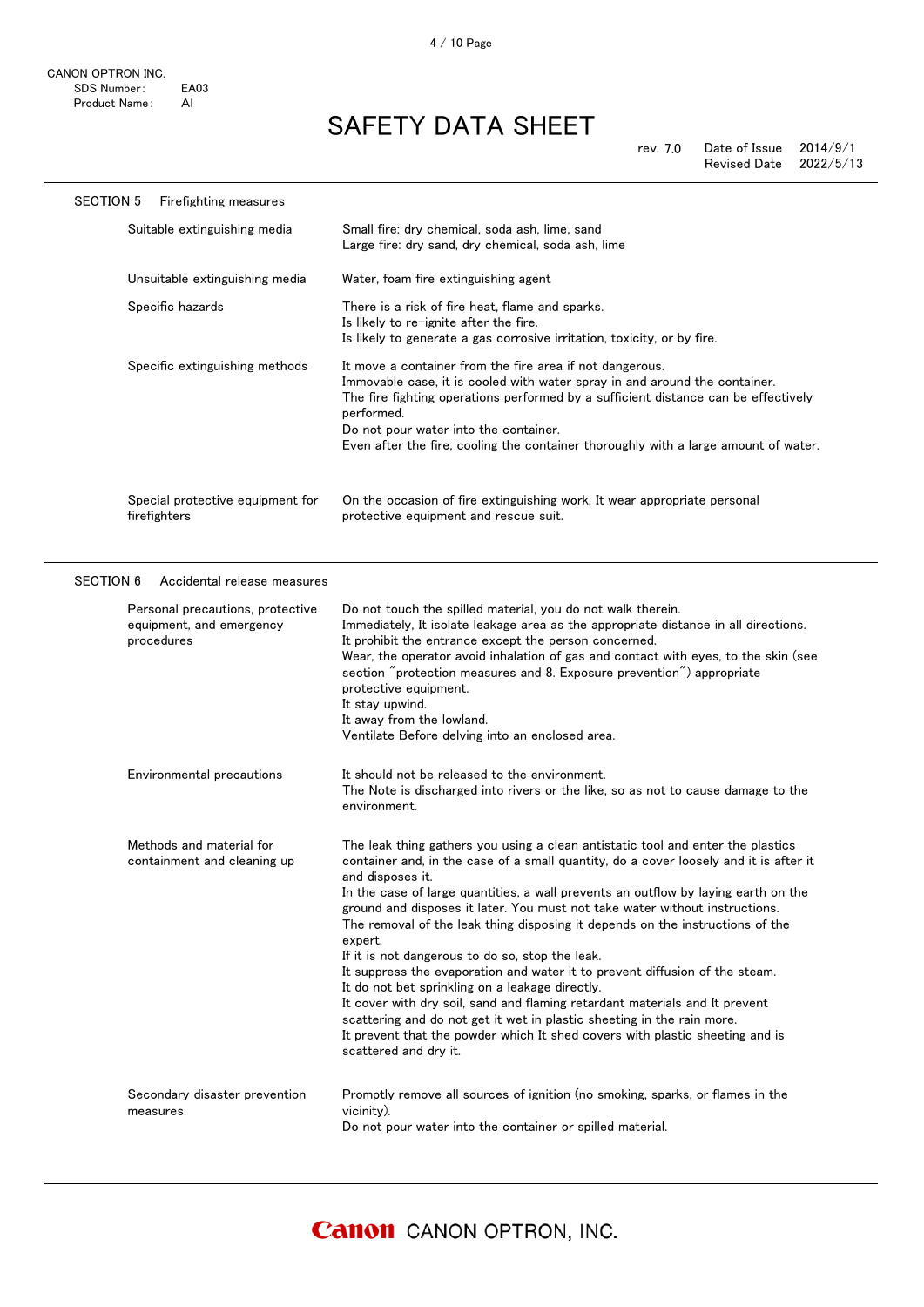## SECTION 5 Firefighting measures

| | |
|---|---|
| Suitable extinguishing media | Small fire: dry chemical, soda ash, lime, sand<br>Large fire: dry sand, dry chemical, soda ash, lime |
| Unsuitable extinguishing media | Water, foam fire extinguishing agent |
| Specific hazards | There is a risk of fire heat, flame and sparks.<br>Is likely to re-ignite after the fire.<br>Is likely to generate a gas corrosive irritation, toxicity, or by fire. |
| Specific extinguishing methods | It move a container from the fire area if not dangerous.<br>Immovable case, it is cooled with water spray in and around the container.<br>The fire fighting operations performed by a sufficient distance can be effectively performed.<br>Do not pour water into the container.<br>Even after the fire, cooling the container thoroughly with a large amount of water. |
| Special protective equipment for firefighters | On the occasion of fire extinguishing work, It wear appropriate personal protective equipment and rescue suit. |

## SECTION 6 Accidental release measures

| | |
|---|---|
| Personal precautions, protective equipment, and emergency procedures | Do not touch the spilled material, you do not walk therein.<br>Immediately, It isolate leakage area as the appropriate distance in all directions.<br>It prohibit the entrance except the person concerned.<br>Wear, the operator avoid inhalation of gas and contact with eyes, to the skin (see section "protection measures and 8. Exposure prevention") appropriate protective equipment.<br>It stay upwind.<br>It away from the lowland.<br>Ventilate Before delving into an enclosed area. |
| Environmental precautions | It should not be released to the environment.<br>The Note is discharged into rivers or the like, so as not to cause damage to the environment. |
| Methods and material for containment and cleaning up | The leak thing gathers you using a clean antistatic tool and enter the plastics container and, in the case of a small quantity, do a cover loosely and it is after it and disposes it.<br>In the case of large quantities, a wall prevents an outflow by laying earth on the ground and disposes it later. You must not take water without instructions.<br>The removal of the leak thing disposing it depends on the instructions of the expert.<br>If it is not dangerous to do so, stop the leak.<br>It suppress the evaporation and water it to prevent diffusion of the steam.<br>It do not bet sprinkling on a leakage directly.<br>It cover with dry soil, sand and flaming retardant materials and It prevent scattering and do not get it wet in plastic sheeting in the rain more.<br>It prevent that the powder which It shed covers with plastic sheeting and is scattered and dry it. |
| Secondary disaster prevention measures | Promptly remove all sources of ignition (no smoking, sparks, or flames in the vicinity).<br>Do not pour water into the container or spilled material. |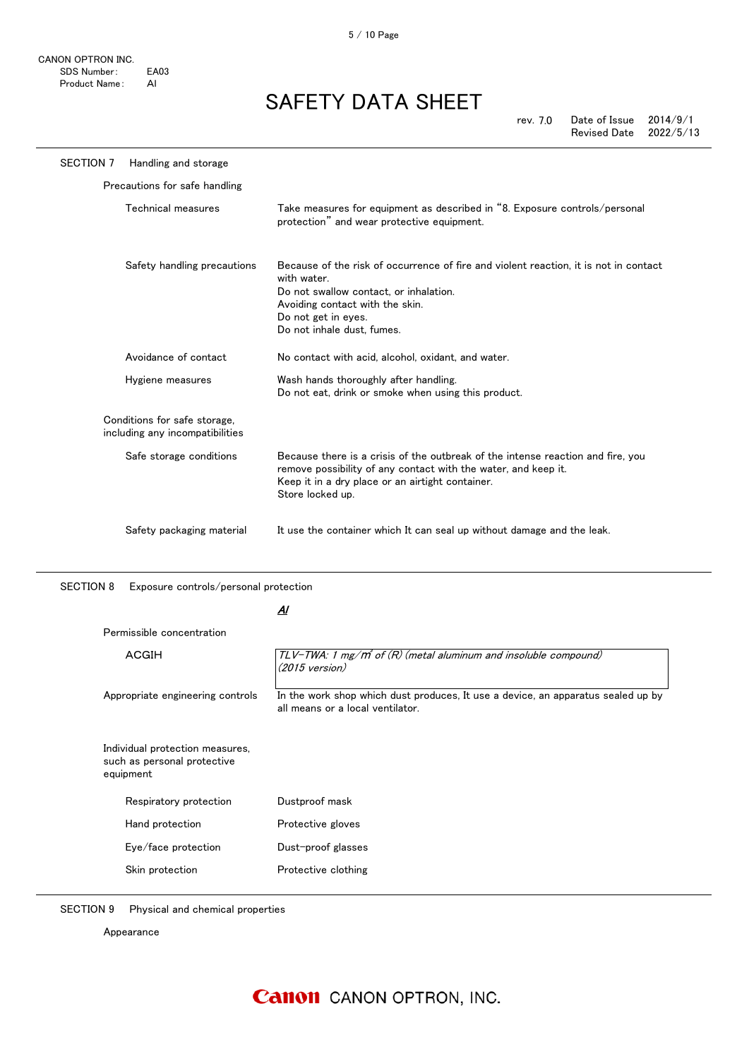CANON OPTRON INC.
SDS Number: EA03
Product Name: Al

# SAFETY DATA SHEET

rev. 7.0 Date of Issue 2014/9/1
Revised Date 2022/5/13

## SECTION 7 Handling and storage

### Precautions for safe handling

| | |
|---|---|
| Technical measures | Take measures for equipment as described in "8. Exposure controls/personal protection" and wear protective equipment. |
| Safety handling precautions | Because of the risk of occurrence of fire and violent reaction, it is not in contact with water.<br>Do not swallow contact, or inhalation.<br>Avoiding contact with the skin.<br>Do not get in eyes.<br>Do not inhale dust, fumes. |
| Avoidance of contact | No contact with acid, alcohol, oxidant, and water. |
| Hygiene measures | Wash hands thoroughly after handling.<br>Do not eat, drink or smoke when using this product. |

### Conditions for safe storage, including any incompatibilities

| | |
|---|---|
| Safe storage conditions | Because there is a crisis of the outbreak of the intense reaction and fire, you remove possibility of any contact with the water, and keep it.<br>Keep it in a dry place or an airtight container.<br>Store locked up. |
| Safety packaging material | It use the container which It can seal up without damage and the leak. |

## SECTION 8 Exposure controls/personal protection

***Al***

### Permissible concentration

| | |
|---|---|
| ACGIH | *TLV-TWA: 1 mg/m³ of (R) (metal aluminum and insoluble compound) (2015 version)* |
| Appropriate engineering controls | In the work shop which dust produces, It use a device, an apparatus sealed up by all means or a local ventilator. |

### Individual protection measures, such as personal protective equipment

| | |
|---|---|
| Respiratory protection | Dustproof mask |
| Hand protection | Protective gloves |
| Eye/face protection | Dust-proof glasses |
| Skin protection | Protective clothing |

## SECTION 9 Physical and chemical properties

Appearance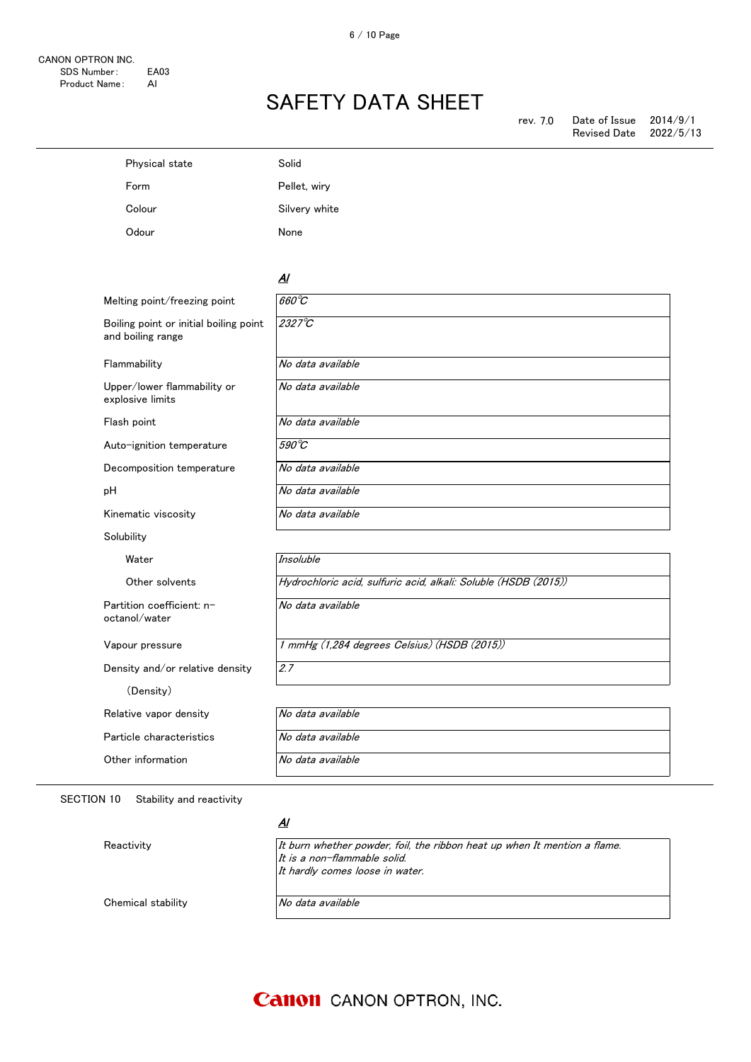CANON OPTRON INC.
SDS Number: EA03
Product Name: Al

# SAFETY DATA SHEET

rev. 7.0 Date of Issue 2014/9/1
Revised Date 2022/5/13

| | |
|---|---|
| Physical state | Solid |
| Form | Pellet, wiry |
| Colour | Silvery white |
| Odour | None |

***Al***

| | |
|---|---|
| Melting point/freezing point | *660℃* |
| Boiling point or initial boiling point and boiling range | *2327℃* |
| Flammability | *No data available* |
| Upper/lower flammability or explosive limits | *No data available* |
| Flash point | *No data available* |
| Auto-ignition temperature | *590℃* |
| Decomposition temperature | *No data available* |
| pH | *No data available* |
| Kinematic viscosity | *No data available* |
| Solubility | |
| Water | *Insoluble* |
| Other solvents | *Hydrochloric acid, sulfuric acid, alkali: Soluble (HSDB (2015))* |
| Partition coefficient: n-octanol/water | *No data available* |
| Vapour pressure | *1 mmHg (1,284 degrees Celsius) (HSDB (2015))* |
| Density and/or relative density (Density) | *2.7* |
| Relative vapor density | *No data available* |
| Particle characteristics | *No data available* |
| Other information | *No data available* |

## SECTION 10 Stability and reactivity

***Al***

| | |
|---|---|
| Reactivity | *It burn whether powder, foil, the ribbon heat up when It mention a flame.*<br>*It is a non-flammable solid.*<br>*It hardly comes loose in water.* |
| Chemical stability | *No data available* |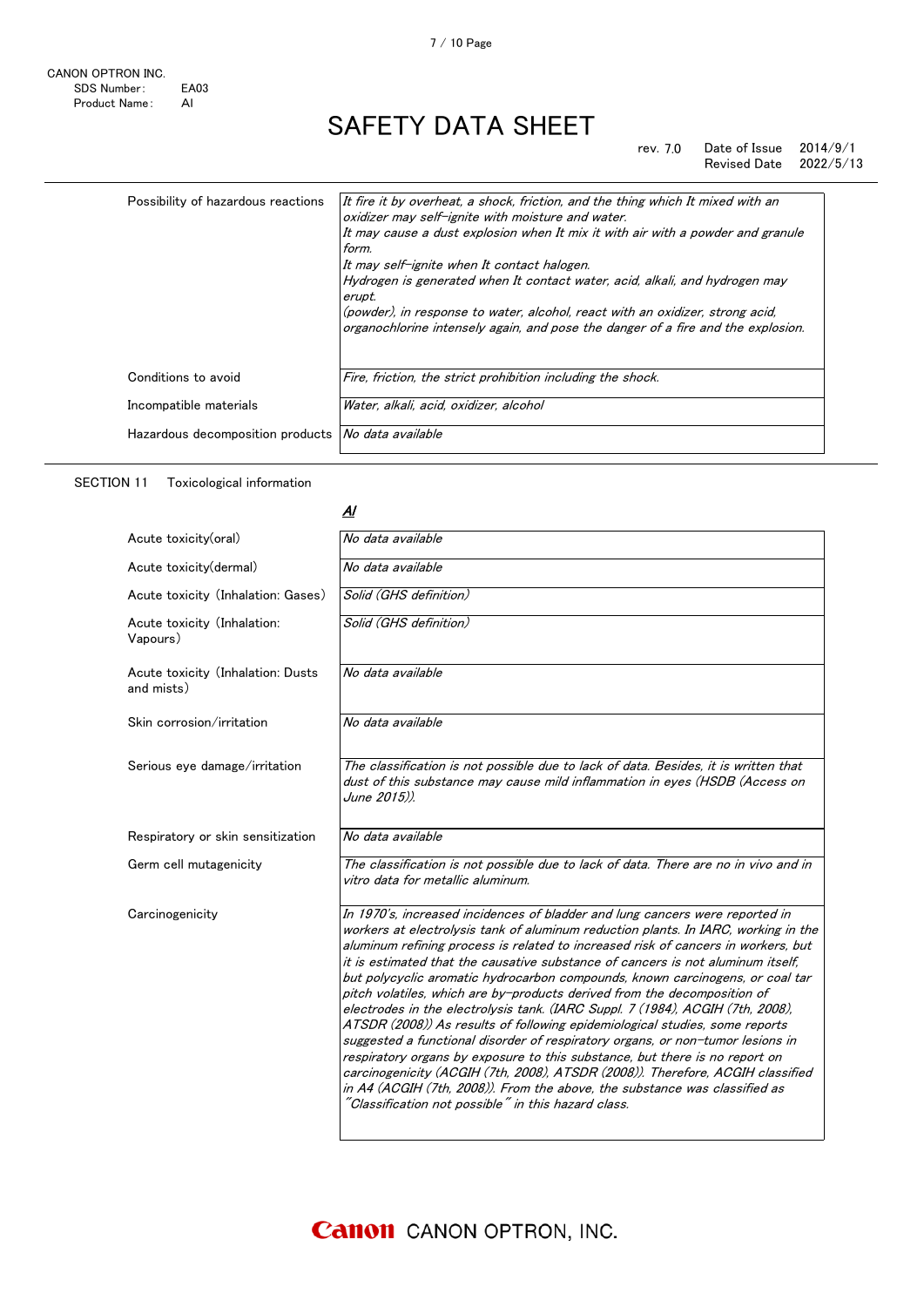| | |
|---|---|
| Possibility of hazardous reactions | *It fire it by overheat, a shock, friction, and the thing which It mixed with an oxidizer may self-ignite with moisture and water.*<br>*It may cause a dust explosion when It mix it with air with a powder and granule form.*<br>*It may self-ignite when It contact halogen.*<br>*Hydrogen is generated when It contact water, acid, alkali, and hydrogen may erupt.*<br>*(powder), in response to water, alcohol, react with an oxidizer, strong acid, organochlorine intensely again, and pose the danger of a fire and the explosion.* |
| Conditions to avoid | *Fire, friction, the strict prohibition including the shock.* |
| Incompatible materials | *Water, alkali, acid, oxidizer, alcohol* |
| Hazardous decomposition products | *No data available* |

## SECTION 11 Toxicological information

***Al***

| | |
|---|---|
| Acute toxicity(oral) | *No data available* |
| Acute toxicity(dermal) | *No data available* |
| Acute toxicity (Inhalation: Gases) | *Solid (GHS definition)* |
| Acute toxicity (Inhalation: Vapours) | *Solid (GHS definition)* |
| Acute toxicity (Inhalation: Dusts and mists) | *No data available* |
| Skin corrosion/irritation | *No data available* |
| Serious eye damage/irritation | *The classification is not possible due to lack of data. Besides, it is written that dust of this substance may cause mild inflammation in eyes (HSDB (Access on June 2015)).* |
| Respiratory or skin sensitization | *No data available* |
| Germ cell mutagenicity | *The classification is not possible due to lack of data. There are no in vivo and in vitro data for metallic aluminum.* |
| Carcinogenicity | *In 1970's, increased incidences of bladder and lung cancers were reported in workers at electrolysis tank of aluminum reduction plants. In IARC, working in the aluminum refining process is related to increased risk of cancers in workers, but it is estimated that the causative substance of cancers is not aluminum itself, but polycyclic aromatic hydrocarbon compounds, known carcinogens, or coal tar pitch volatiles, which are by-products derived from the decomposition of electrodes in the electrolysis tank. (IARC Suppl. 7 (1984), ACGIH (7th, 2008), ATSDR (2008)) As results of following epidemiological studies, some reports suggested a functional disorder of respiratory organs, or non-tumor lesions in respiratory organs by exposure to this substance, but there is no report on carcinogenicity (ACGIH (7th, 2008), ATSDR (2008)). Therefore, ACGIH classified in A4 (ACGIH (7th, 2008)). From the above, the substance was classified as "Classification not possible" in this hazard class.* |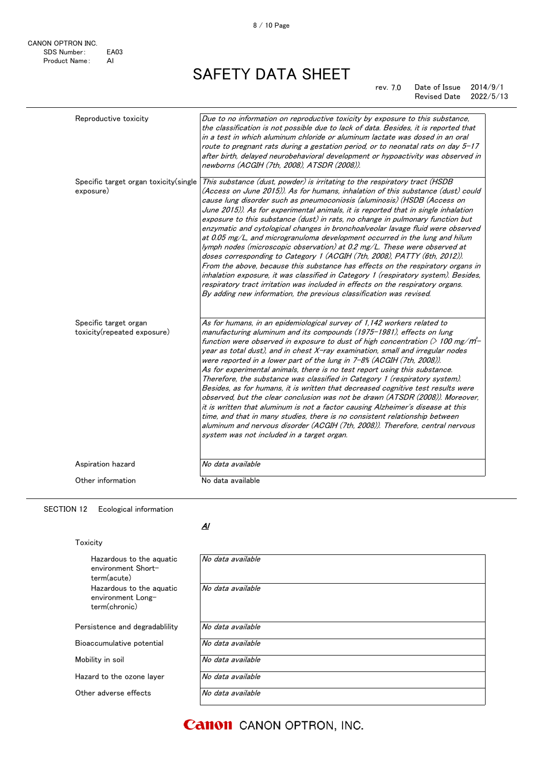| | |
|---|---|
| Reproductive toxicity | *Due to no information on reproductive toxicity by exposure to this substance, the classification is not possible due to lack of data. Besides, it is reported that in a test in which aluminum chloride or aluminum lactate was dosed in an oral route to pregnant rats during a gestation period, or to neonatal rats on day 5-17 after birth, delayed neurobehavioral development or hypoactivity was observed in newborns (ACGIH (7th, 2008), ATSDR (2008)).* |
| Specific target organ toxicity(single exposure) | *This substance (dust, powder) is irritating to the respiratory tract (HSDB (Access on June 2015)). As for humans, inhalation of this substance (dust) could cause lung disorder such as pneumoconiosis (aluminosis) (HSDB (Access on June 2015)). As for experimental animals, it is reported that in single inhalation exposure to this substance (dust) in rats, no change in pulmonary function but enzymatic and cytological changes in bronchoalveolar lavage fluid were observed at 0.05 mg/L, and microgranuloma development occurred in the lung and hilum lymph nodes (microscopic observation) at 0.2 mg/L. These were observed at doses corresponding to Category 1 (ACGIH (7th, 2008), PATTY (6th, 2012)). From the above, because this substance has effects on the respiratory organs in inhalation exposure, it was classified in Category 1 (respiratory system). Besides, respiratory tract irritation was included in effects on the respiratory organs. By adding new information, the previous classification was revised.* |
| Specific target organ toxicity(repeated exposure) | *As for humans, in an epidemiological survey of 1,142 workers related to manufacturing aluminum and its compounds (1975-1981), effects on lung function were observed in exposure to dust of high concentration (> 100 mg/㎥-year as total dust), and in chest X-ray examination, small and irregular nodes were reported in a lower part of the lung in 7-8% (ACGIH (7th, 2008)). As for experimental animals, there is no test report using this substance. Therefore, the substance was classified in Category 1 (respiratory system). Besides, as for humans, it is written that decreased cognitive test results were observed, but the clear conclusion was not be drawn (ATSDR (2008)). Moreover, it is written that aluminum is not a factor causing Alzheimer's disease at this time, and that in many studies, there is no consistent relationship between aluminum and nervous disorder (ACGIH (7th, 2008)). Therefore, central nervous system was not included in a target organ.* |
| Aspiration hazard | *No data available* |
| Other information | No data available |

## SECTION 12 Ecological information

***Al***

Toxicity

| | |
|---|---|
| Hazardous to the aquatic environment Short-term(acute) | *No data available* |
| Hazardous to the aquatic environment Long-term(chronic) | *No data available* |
| Persistence and degradablility | *No data available* |
| Bioaccumulative potential | *No data available* |
| Mobility in soil | *No data available* |
| Hazard to the ozone layer | *No data available* |
| Other adverse effects | *No data available* |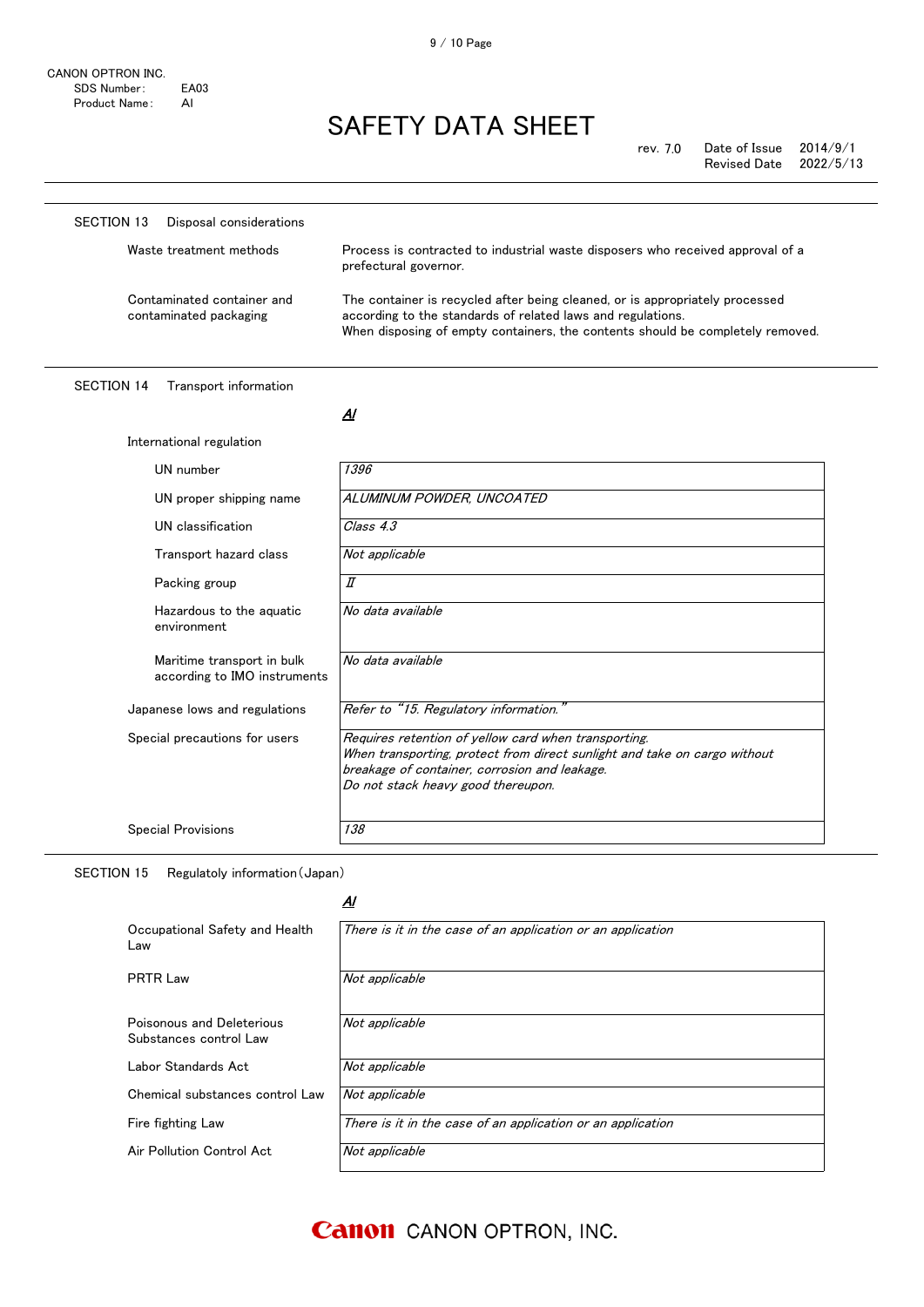## SECTION 13 Disposal considerations

| | |
|---|---|
| Waste treatment methods | Process is contracted to industrial waste disposers who received approval of a prefectural governor. |
| Contaminated container and contaminated packaging | The container is recycled after being cleaned, or is appropriately processed according to the standards of related laws and regulations.<br>When disposing of empty containers, the contents should be completely removed. |

## SECTION 14 Transport information

| | *Al* |
|---|---|
| **International regulation** | |
| UN number | *1396* |
| UN proper shipping name | *ALUMINUM POWDER, UNCOATED* |
| UN classification | *Class 4.3* |
| Transport hazard class | *Not applicable* |
| Packing group | *II* |
| Hazardous to the aquatic environment | *No data available* |
| Maritime transport in bulk according to IMO instruments | *No data available* |
| Japanese lows and regulations | *Refer to "15. Regulatory information."* |
| Special precautions for users | *Requires retention of yellow card when transporting.<br>When transporting, protect from direct sunlight and take on cargo without breakage of container, corrosion and leakage.<br>Do not stack heavy good thereupon.* |
| Special Provisions | *138* |

## SECTION 15 Regulatoly information (Japan)

| | *Al* |
|---|---|
| Occupational Safety and Health Law | *There is it in the case of an application or an application* |
| PRTR Law | *Not applicable* |
| Poisonous and Deleterious Substances control Law | *Not applicable* |
| Labor Standards Act | *Not applicable* |
| Chemical substances control Law | *Not applicable* |
| Fire fighting Law | *There is it in the case of an application or an application* |
| Air Pollution Control Act | *Not applicable* |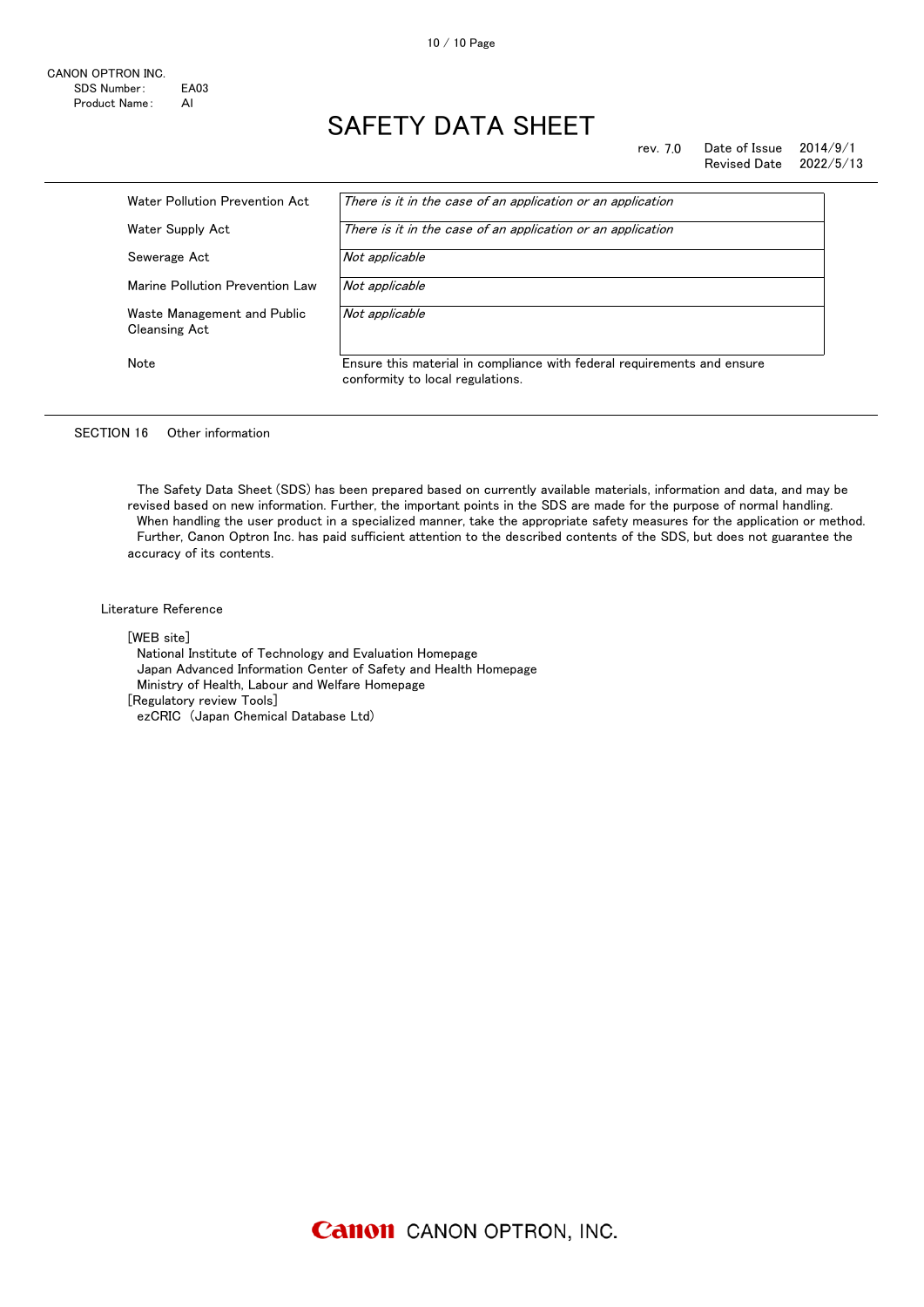| | |
|---|---|
| Water Pollution Prevention Act | *There is it in the case of an application or an application* |
| Water Supply Act | *There is it in the case of an application or an application* |
| Sewerage Act | *Not applicable* |
| Marine Pollution Prevention Law | *Not applicable* |
| Waste Management and Public Cleansing Act | *Not applicable* |
| Note | Ensure this material in compliance with federal requirements and ensure conformity to local regulations. |

## SECTION 16 Other information

The Safety Data Sheet (SDS) has been prepared based on currently available materials, information and data, and may be revised based on new information. Further, the important points in the SDS are made for the purpose of normal handling.
When handling the user product in a specialized manner, take the appropriate safety measures for the application or method.
Further, Canon Optron Inc. has paid sufficient attention to the described contents of the SDS, but does not guarantee the accuracy of its contents.

### Literature Reference

[WEB site]
National Institute of Technology and Evaluation Homepage
Japan Advanced Information Center of Safety and Health Homepage
Ministry of Health, Labour and Welfare Homepage
[Regulatory review Tools]
ezCRIC（Japan Chemical Database Ltd）